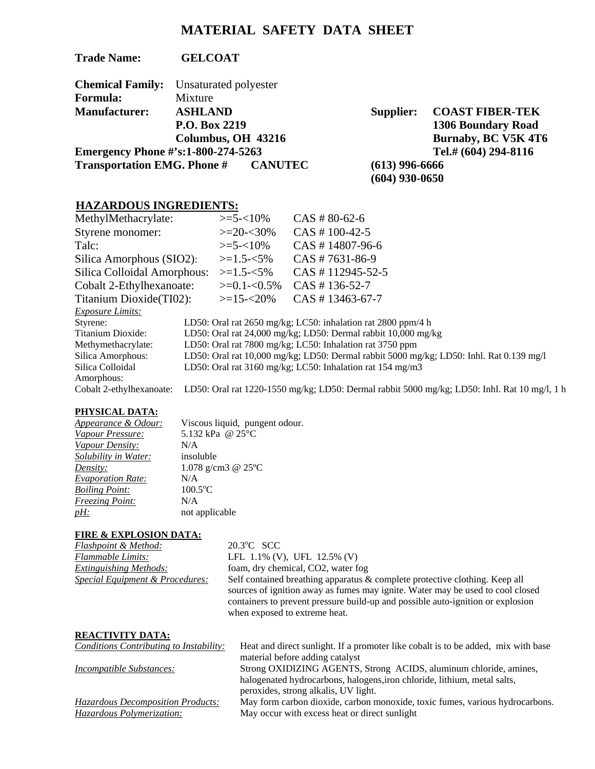# MATERIAL SAFETY DATA SHEET

**Trade Name:** **GELCOAT**

**Chemical Family:** Unsaturated polyester
**Formula:** Mixture
**Manufacturer:** **ASHLAND**
**P.O. Box 2219**
**Columbus, OH 43216**
**Emergency Phone #'s:1-800-274-5263**
**Transportation EMG. Phone #** **CANUTEC** **(613) 996-6666**
**(604) 930-0650**

**Supplier:** **COAST FIBER-TEK**
**1306 Boundary Road**
**Burnaby, BC V5K 4T6**
**Tel.# (604) 294-8116**

## HAZARDOUS INGREDIENTS:

| Ingredient | Concentration | CAS |
|---|---|---|
| MethylMethacrylate: | >=5-<10% | CAS # 80-62-6 |
| Styrene monomer: | >=20-<30% | CAS # 100-42-5 |
| Talc: | >=5-<10% | CAS # 14807-96-6 |
| Silica Amorphous (SIO2): | >=1.5-<5% | CAS # 7631-86-9 |
| Silica Colloidal Amorphous: | >=1.5-<5% | CAS # 112945-52-5 |
| Cobalt 2-Ethylhexanoate: | >=0.1-<0.5% | CAS # 136-52-7 |
| Titanium Dioxide(TI02): | >=15-<20% | CAS # 13463-67-7 |

*Exposure Limits:*

| | |
|---|---|
| Styrene: | LD50: Oral rat 2650 mg/kg; LC50: inhalation rat 2800 ppm/4 h |
| Titanium Dioxide: | LD50: Oral rat 24,000 mg/kg; LD50: Dermal rabbit 10,000 mg/kg |
| Methymethacrylate: | LD50: Oral rat 7800 mg/kg; LC50: Inhalation rat 3750 ppm |
| Silica Amorphous: | LD50: Oral rat 10,000 mg/kg; LD50: Dermal rabbit 5000 mg/kg; LD50: Inhl. Rat 0.139 mg/l |
| Silica Colloidal Amorphous: | LD50: Oral rat 3160 mg/kg; LC50: Inhalation rat 154 mg/m3 |
| Cobalt 2-ethylhexanoate: | LD50: Oral rat 1220-1550 mg/kg; LD50: Dermal rabbit 5000 mg/kg; LD50: Inhl. Rat 10 mg/l, 1 h |

## PHYSICAL DATA:

| | |
|---|---|
| *Appearance & Odour:* | Viscous liquid, pungent odour. |
| *Vapour Pressure:* | 5.132 kPa @ 25°C |
| *Vapour Density:* | N/A |
| *Solubility in Water:* | insoluble |
| *Density:* | 1.078 g/cm3 @ 25ºC |
| *Evaporation Rate:* | N/A |
| *Boiling Point:* | 100.5ºC |
| *Freezing Point:* | N/A |
| *pH:* | not applicable |

## FIRE & EXPLOSION DATA:

| | |
|---|---|
| *Flashpoint & Method:* | 20.3ºC SCC |
| *Flammable Limits:* | LFL 1.1% (V), UFL 12.5% (V) |
| *Extinguishing Methods:* | foam, dry chemical, CO2, water fog |
| *Special Equipment & Procedures:* | Self contained breathing apparatus & complete protective clothing. Keep all sources of ignition away as fumes may ignite. Water may be used to cool closed containers to prevent pressure build-up and possible auto-ignition or explosion when exposed to extreme heat. |

## REACTIVITY DATA:

| | |
|---|---|
| *Conditions Contributing to Instability:* | Heat and direct sunlight. If a promoter like cobalt is to be added, mix with base material before adding catalyst |
| *Incompatible Substances:* | Strong OXIDIZING AGENTS, Strong ACIDS, aluminum chloride, amines, halogenated hydrocarbons, halogens,iron chloride, lithium, metal salts, peroxides, strong alkalis, UV light. |
| *Hazardous Decomposition Products:* | May form carbon dioxide, carbon monoxide, toxic fumes, various hydrocarbons. |
| *Hazardous Polymerization:* | May occur with excess heat or direct sunlight |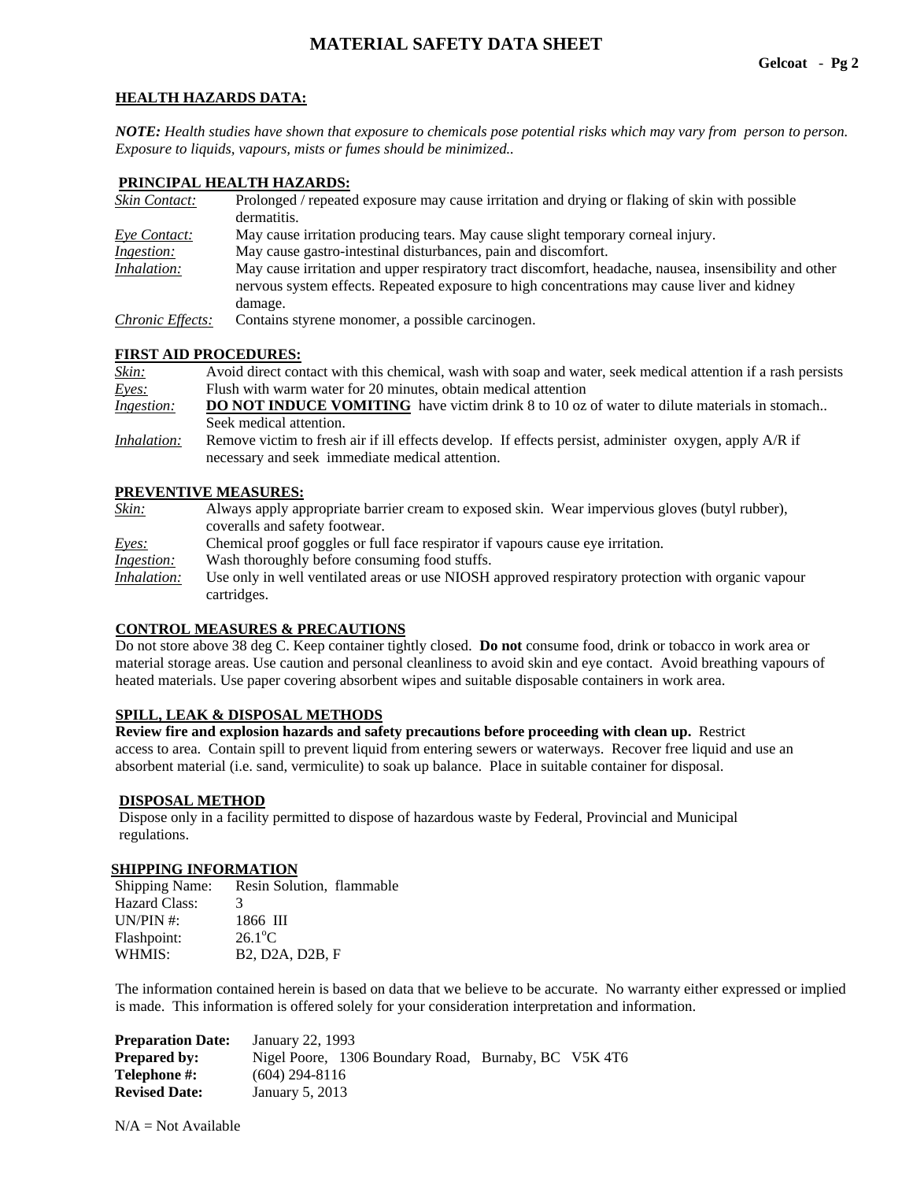# MATERIAL SAFETY DATA SHEET

## HEALTH HAZARDS DATA:

***NOTE:*** *Health studies have shown that exposure to chemicals pose potential risks which may vary from person to person. Exposure to liquids, vapours, mists or fumes should be minimized..*

### PRINCIPAL HEALTH HAZARDS:

| | |
|---|---|
| *Skin Contact:* | Prolonged / repeated exposure may cause irritation and drying or flaking of skin with possible dermatitis. |
| *Eye Contact:* | May cause irritation producing tears. May cause slight temporary corneal injury. |
| *Ingestion:* | May cause gastro-intestinal disturbances, pain and discomfort. |
| *Inhalation:* | May cause irritation and upper respiratory tract discomfort, headache, nausea, insensibility and other nervous system effects. Repeated exposure to high concentrations may cause liver and kidney damage. |
| *Chronic Effects:* | Contains styrene monomer, a possible carcinogen. |

### FIRST AID PROCEDURES:

| | |
|---|---|
| *Skin:* | Avoid direct contact with this chemical, wash with soap and water, seek medical attention if a rash persists |
| *Eyes:* | Flush with warm water for 20 minutes, obtain medical attention |
| *Ingestion:* | **DO NOT INDUCE VOMITING** have victim drink 8 to 10 oz of water to dilute materials in stomach.. Seek medical attention. |
| *Inhalation:* | Remove victim to fresh air if ill effects develop. If effects persist, administer oxygen, apply A/R if necessary and seek immediate medical attention. |

### PREVENTIVE MEASURES:

| | |
|---|---|
| *Skin:* | Always apply appropriate barrier cream to exposed skin. Wear impervious gloves (butyl rubber), coveralls and safety footwear. |
| *Eyes:* | Chemical proof goggles or full face respirator if vapours cause eye irritation. |
| *Ingestion:* | Wash thoroughly before consuming food stuffs. |
| *Inhalation:* | Use only in well ventilated areas or use NIOSH approved respiratory protection with organic vapour cartridges. |

### CONTROL MEASURES & PRECAUTIONS

Do not store above 38 deg C. Keep container tightly closed. **Do not** consume food, drink or tobacco in work area or material storage areas. Use caution and personal cleanliness to avoid skin and eye contact. Avoid breathing vapours of heated materials. Use paper covering absorbent wipes and suitable disposable containers in work area.

### SPILL, LEAK & DISPOSAL METHODS

**Review fire and explosion hazards and safety precautions before proceeding with clean up.** Restrict access to area. Contain spill to prevent liquid from entering sewers or waterways. Recover free liquid and use an absorbent material (i.e. sand, vermiculite) to soak up balance. Place in suitable container for disposal.

### DISPOSAL METHOD

Dispose only in a facility permitted to dispose of hazardous waste by Federal, Provincial and Municipal regulations.

### SHIPPING INFORMATION

| | |
|---|---|
| Shipping Name: | Resin Solution, flammable |
| Hazard Class: | 3 |
| UN/PIN #: | 1866 III |
| Flashpoint: | 26.1°C |
| WHMIS: | B2, D2A, D2B, F |

The information contained herein is based on data that we believe to be accurate. No warranty either expressed or implied is made. This information is offered solely for your consideration interpretation and information.

| | |
|---|---|
| **Preparation Date:** | January 22, 1993 |
| **Prepared by:** | Nigel Poore, 1306 Boundary Road, Burnaby, BC V5K 4T6 |
| **Telephone #:** | (604) 294-8116 |
| **Revised Date:** | January 5, 2013 |

N/A = Not Available